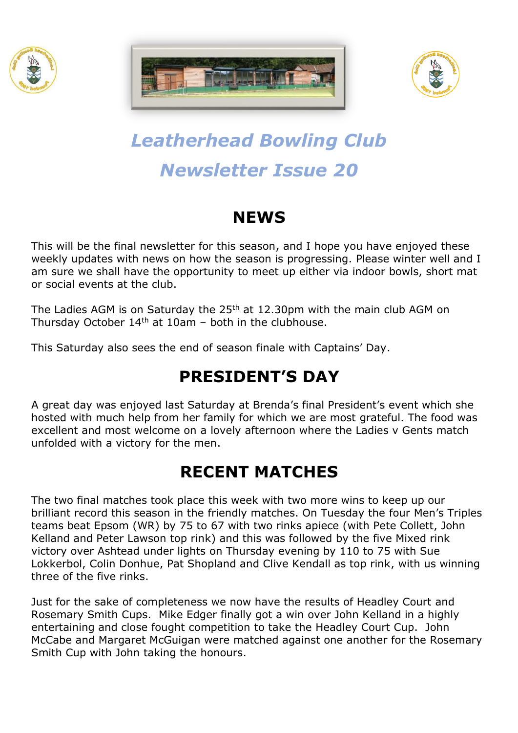# *Leatherhead Bowling Club*

# *Newsletter Issue 20*

## NEWS

This will be the final newsletter for this season, and I hope you have enjoyed these weekly updates with news on how the season is progressing. Please winter well and I am sure we shall have the opportunity to meet up either via indoor bowls, short mat or social events at the club.

The Ladies AGM is on Saturday the 25th at 12.30pm with the main club AGM on Thursday October 14th at 10am – both in the clubhouse.

This Saturday also sees the end of season finale with Captains' Day.

## PRESIDENT'S DAY

A great day was enjoyed last Saturday at Brenda's final President's event which she hosted with much help from her family for which we are most grateful. The food was excellent and most welcome on a lovely afternoon where the Ladies v Gents match unfolded with a victory for the men.

## RECENT MATCHES

The two final matches took place this week with two more wins to keep up our brilliant record this season in the friendly matches. On Tuesday the four Men's Triples teams beat Epsom (WR) by 75 to 67 with two rinks apiece (with Pete Collett, John Kelland and Peter Lawson top rink) and this was followed by the five Mixed rink victory over Ashtead under lights on Thursday evening by 110 to 75 with Sue Lokkerbol, Colin Donhue, Pat Shopland and Clive Kendall as top rink, with us winning three of the five rinks.

Just for the sake of completeness we now have the results of Headley Court and Rosemary Smith Cups. Mike Edger finally got a win over John Kelland in a highly entertaining and close fought competition to take the Headley Court Cup. John McCabe and Margaret McGuigan were matched against one another for the Rosemary Smith Cup with John taking the honours.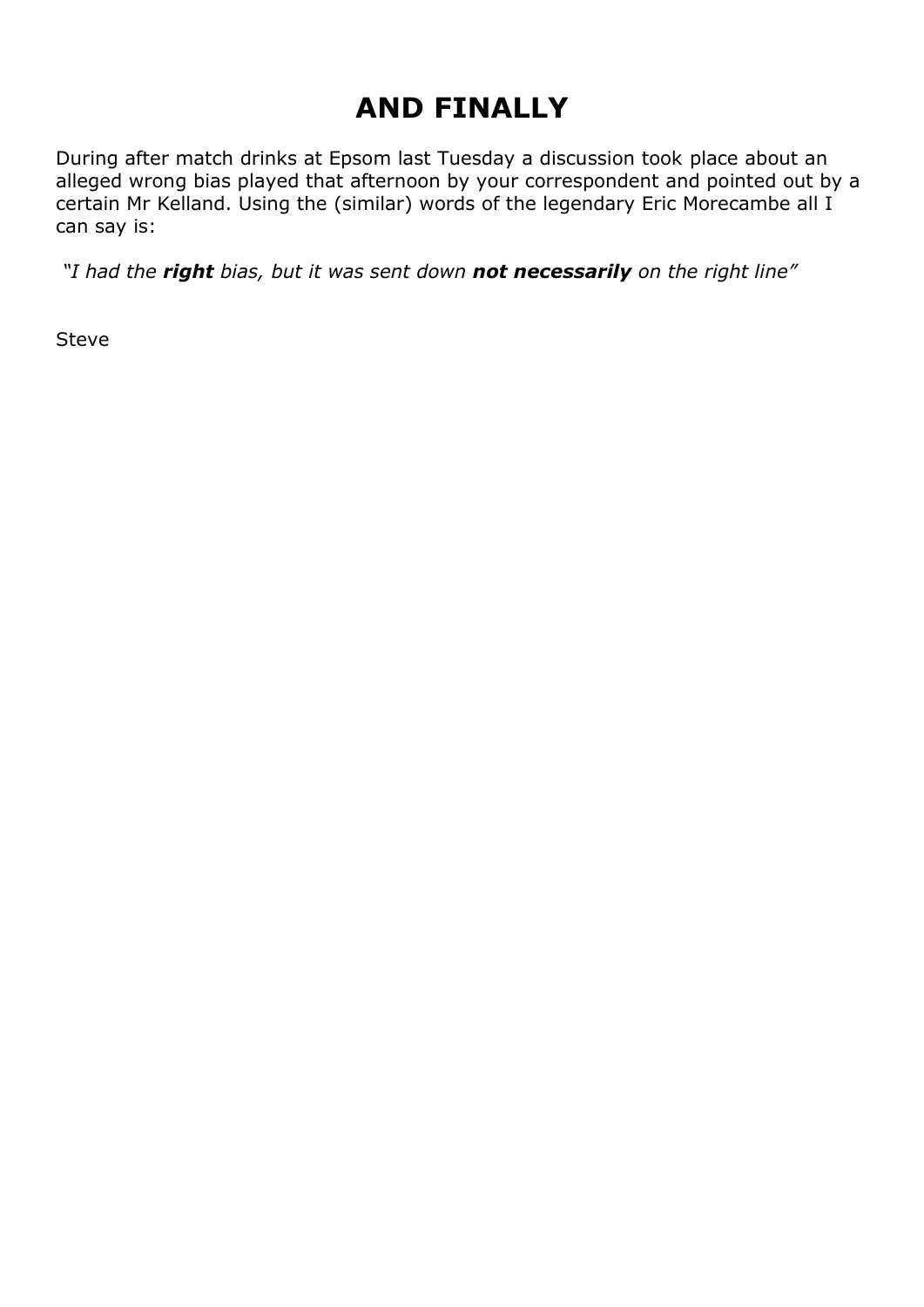# AND FINALLY

During after match drinks at Epsom last Tuesday a discussion took place about an alleged wrong bias played that afternoon by your correspondent and pointed out by a certain Mr Kelland. Using the (similar) words of the legendary Eric Morecambe all I can say is:

*"I had the **right** bias, but it was sent down **not necessarily** on the right line"*

Steve